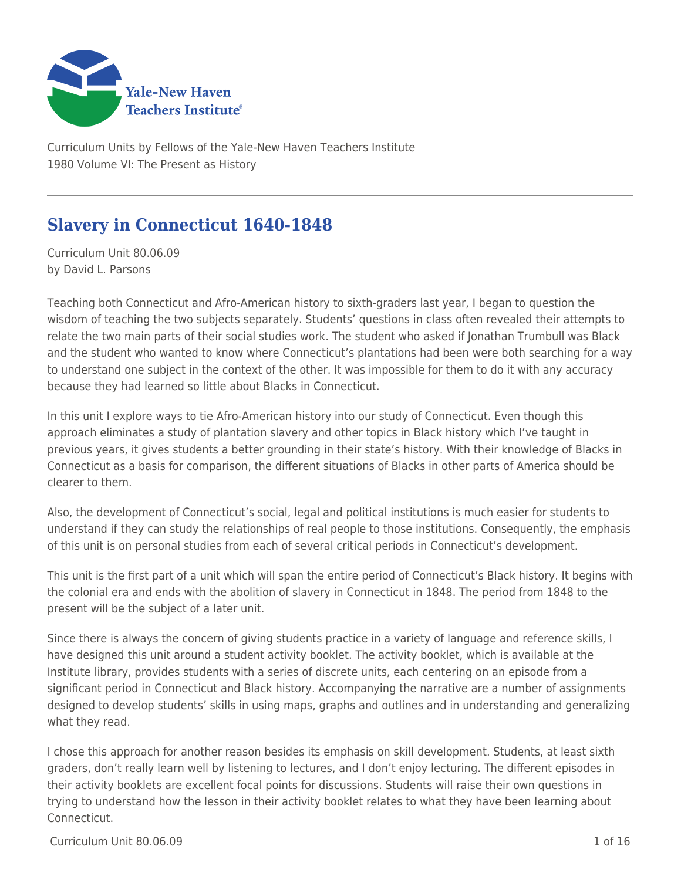Yale-New Haven Teachers Institute

Curriculum Units by Fellows of the Yale-New Haven Teachers Institute
1980 Volume VI: The Present as History

# Slavery in Connecticut 1640-1848

Curriculum Unit 80.06.09
by David L. Parsons

Teaching both Connecticut and Afro-American history to sixth-graders last year, I began to question the wisdom of teaching the two subjects separately. Students' questions in class often revealed their attempts to relate the two main parts of their social studies work. The student who asked if Jonathan Trumbull was Black and the student who wanted to know where Connecticut's plantations had been were both searching for a way to understand one subject in the context of the other. It was impossible for them to do it with any accuracy because they had learned so little about Blacks in Connecticut.

In this unit I explore ways to tie Afro-American history into our study of Connecticut. Even though this approach eliminates a study of plantation slavery and other topics in Black history which I've taught in previous years, it gives students a better grounding in their state's history. With their knowledge of Blacks in Connecticut as a basis for comparison, the different situations of Blacks in other parts of America should be clearer to them.

Also, the development of Connecticut's social, legal and political institutions is much easier for students to understand if they can study the relationships of real people to those institutions. Consequently, the emphasis of this unit is on personal studies from each of several critical periods in Connecticut's development.

This unit is the first part of a unit which will span the entire period of Connecticut's Black history. It begins with the colonial era and ends with the abolition of slavery in Connecticut in 1848. The period from 1848 to the present will be the subject of a later unit.

Since there is always the concern of giving students practice in a variety of language and reference skills, I have designed this unit around a student activity booklet. The activity booklet, which is available at the Institute library, provides students with a series of discrete units, each centering on an episode from a significant period in Connecticut and Black history. Accompanying the narrative are a number of assignments designed to develop students' skills in using maps, graphs and outlines and in understanding and generalizing what they read.

I chose this approach for another reason besides its emphasis on skill development. Students, at least sixth graders, don't really learn well by listening to lectures, and I don't enjoy lecturing. The different episodes in their activity booklets are excellent focal points for discussions. Students will raise their own questions in trying to understand how the lesson in their activity booklet relates to what they have been learning about Connecticut.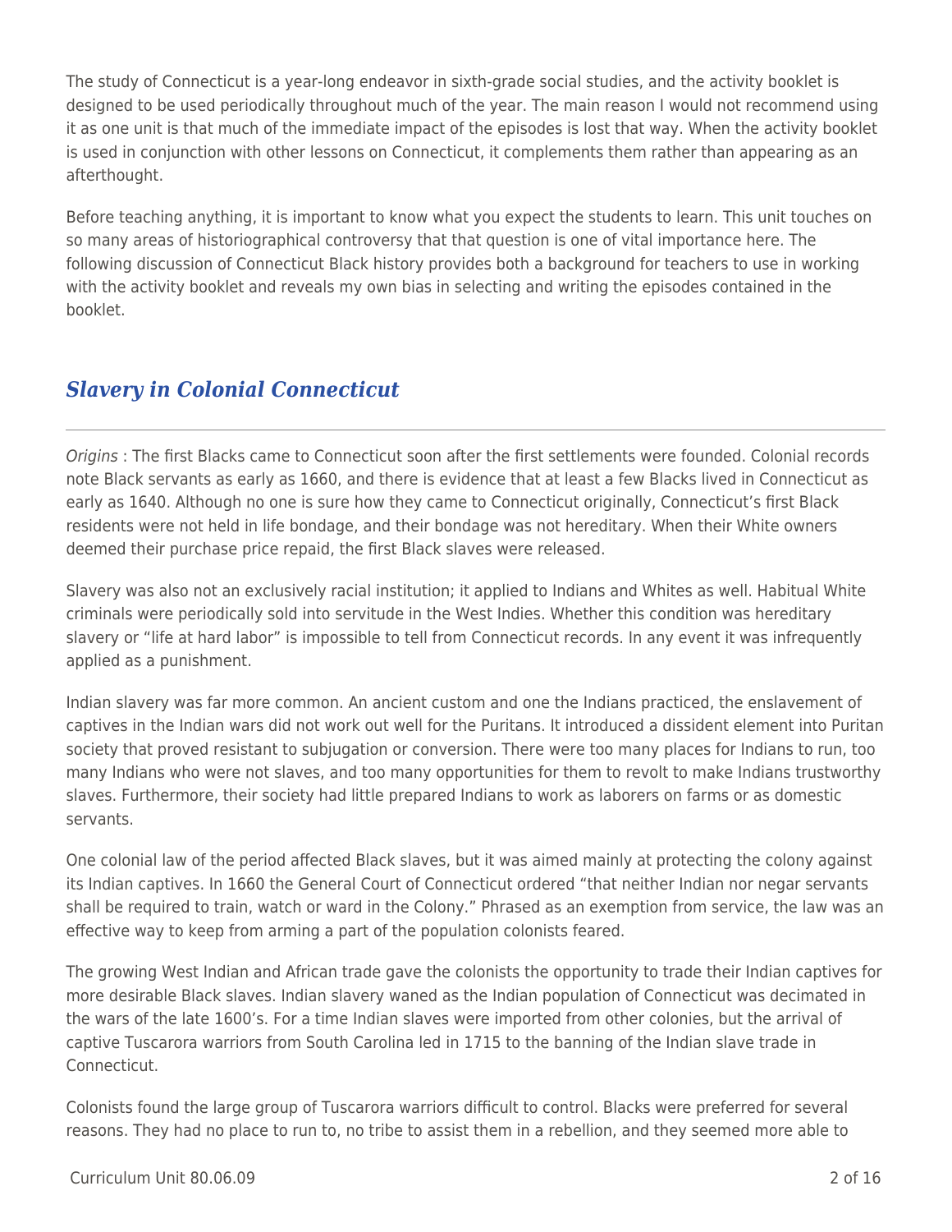The study of Connecticut is a year-long endeavor in sixth-grade social studies, and the activity booklet is designed to be used periodically throughout much of the year. The main reason I would not recommend using it as one unit is that much of the immediate impact of the episodes is lost that way. When the activity booklet is used in conjunction with other lessons on Connecticut, it complements them rather than appearing as an afterthought.

Before teaching anything, it is important to know what you expect the students to learn. This unit touches on so many areas of historiographical controversy that that question is one of vital importance here. The following discussion of Connecticut Black history provides both a background for teachers to use in working with the activity booklet and reveals my own bias in selecting and writing the episodes contained in the booklet.

## *Slavery in Colonial Connecticut*

*Origins* : The first Blacks came to Connecticut soon after the first settlements were founded. Colonial records note Black servants as early as 1660, and there is evidence that at least a few Blacks lived in Connecticut as early as 1640. Although no one is sure how they came to Connecticut originally, Connecticut's first Black residents were not held in life bondage, and their bondage was not hereditary. When their White owners deemed their purchase price repaid, the first Black slaves were released.

Slavery was also not an exclusively racial institution; it applied to Indians and Whites as well. Habitual White criminals were periodically sold into servitude in the West Indies. Whether this condition was hereditary slavery or "life at hard labor" is impossible to tell from Connecticut records. In any event it was infrequently applied as a punishment.

Indian slavery was far more common. An ancient custom and one the Indians practiced, the enslavement of captives in the Indian wars did not work out well for the Puritans. It introduced a dissident element into Puritan society that proved resistant to subjugation or conversion. There were too many places for Indians to run, too many Indians who were not slaves, and too many opportunities for them to revolt to make Indians trustworthy slaves. Furthermore, their society had little prepared Indians to work as laborers on farms or as domestic servants.

One colonial law of the period affected Black slaves, but it was aimed mainly at protecting the colony against its Indian captives. In 1660 the General Court of Connecticut ordered "that neither Indian nor negar servants shall be required to train, watch or ward in the Colony." Phrased as an exemption from service, the law was an effective way to keep from arming a part of the population colonists feared.

The growing West Indian and African trade gave the colonists the opportunity to trade their Indian captives for more desirable Black slaves. Indian slavery waned as the Indian population of Connecticut was decimated in the wars of the late 1600's. For a time Indian slaves were imported from other colonies, but the arrival of captive Tuscarora warriors from South Carolina led in 1715 to the banning of the Indian slave trade in Connecticut.

Colonists found the large group of Tuscarora warriors difficult to control. Blacks were preferred for several reasons. They had no place to run to, no tribe to assist them in a rebellion, and they seemed more able to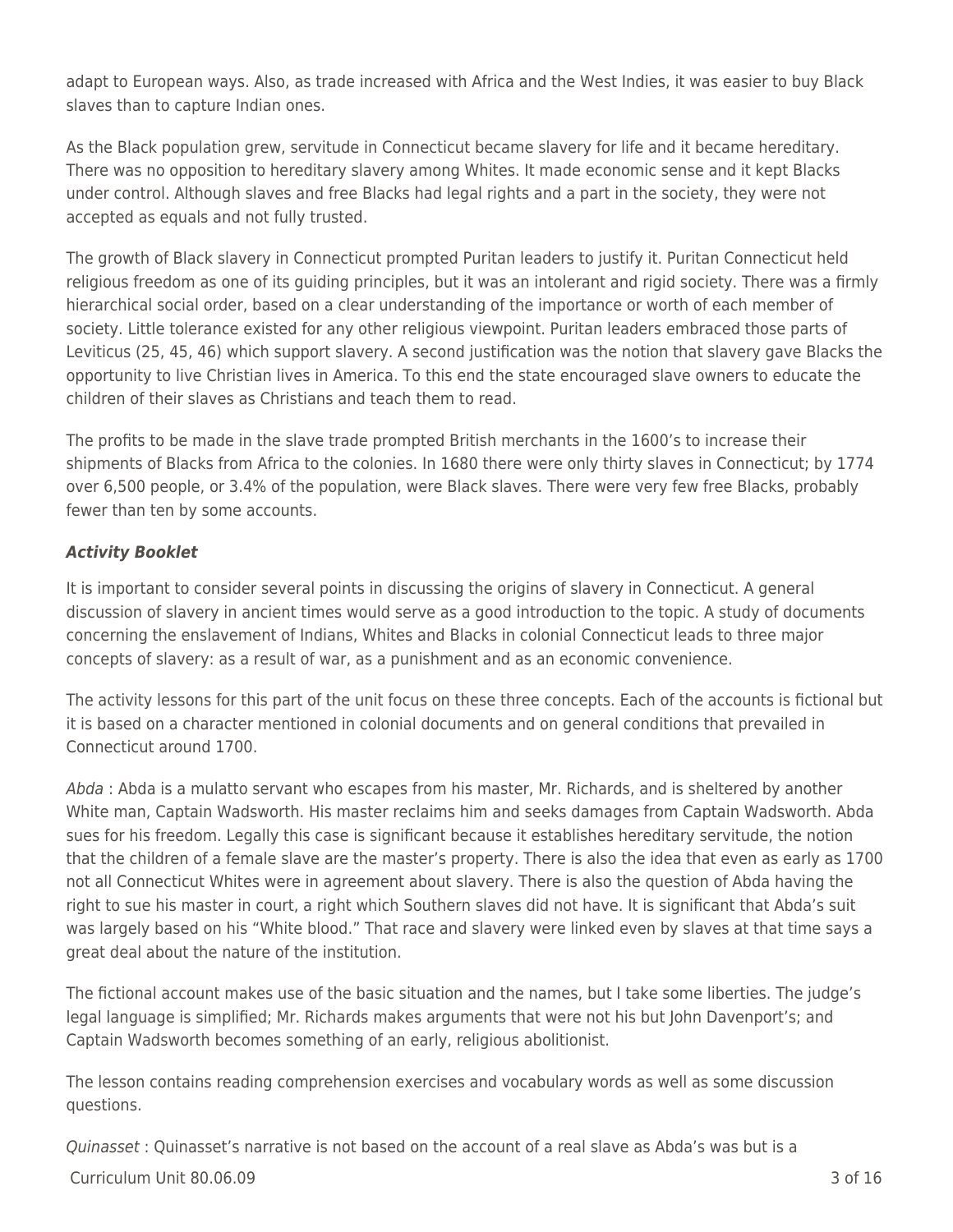adapt to European ways. Also, as trade increased with Africa and the West Indies, it was easier to buy Black slaves than to capture Indian ones.

As the Black population grew, servitude in Connecticut became slavery for life and it became hereditary. There was no opposition to hereditary slavery among Whites. It made economic sense and it kept Blacks under control. Although slaves and free Blacks had legal rights and a part in the society, they were not accepted as equals and not fully trusted.

The growth of Black slavery in Connecticut prompted Puritan leaders to justify it. Puritan Connecticut held religious freedom as one of its guiding principles, but it was an intolerant and rigid society. There was a firmly hierarchical social order, based on a clear understanding of the importance or worth of each member of society. Little tolerance existed for any other religious viewpoint. Puritan leaders embraced those parts of Leviticus (25, 45, 46) which support slavery. A second justification was the notion that slavery gave Blacks the opportunity to live Christian lives in America. To this end the state encouraged slave owners to educate the children of their slaves as Christians and teach them to read.

The profits to be made in the slave trade prompted British merchants in the 1600's to increase their shipments of Blacks from Africa to the colonies. In 1680 there were only thirty slaves in Connecticut; by 1774 over 6,500 people, or 3.4% of the population, were Black slaves. There were very few free Blacks, probably fewer than ten by some accounts.

***Activity Booklet***

It is important to consider several points in discussing the origins of slavery in Connecticut. A general discussion of slavery in ancient times would serve as a good introduction to the topic. A study of documents concerning the enslavement of Indians, Whites and Blacks in colonial Connecticut leads to three major concepts of slavery: as a result of war, as a punishment and as an economic convenience.

The activity lessons for this part of the unit focus on these three concepts. Each of the accounts is fictional but it is based on a character mentioned in colonial documents and on general conditions that prevailed in Connecticut around 1700.

*Abda* : Abda is a mulatto servant who escapes from his master, Mr. Richards, and is sheltered by another White man, Captain Wadsworth. His master reclaims him and seeks damages from Captain Wadsworth. Abda sues for his freedom. Legally this case is significant because it establishes hereditary servitude, the notion that the children of a female slave are the master's property. There is also the idea that even as early as 1700 not all Connecticut Whites were in agreement about slavery. There is also the question of Abda having the right to sue his master in court, a right which Southern slaves did not have. It is significant that Abda's suit was largely based on his "White blood." That race and slavery were linked even by slaves at that time says a great deal about the nature of the institution.

The fictional account makes use of the basic situation and the names, but I take some liberties. The judge's legal language is simplified; Mr. Richards makes arguments that were not his but John Davenport's; and Captain Wadsworth becomes something of an early, religious abolitionist.

The lesson contains reading comprehension exercises and vocabulary words as well as some discussion questions.

*Quinasset* : Quinasset's narrative is not based on the account of a real slave as Abda's was but is a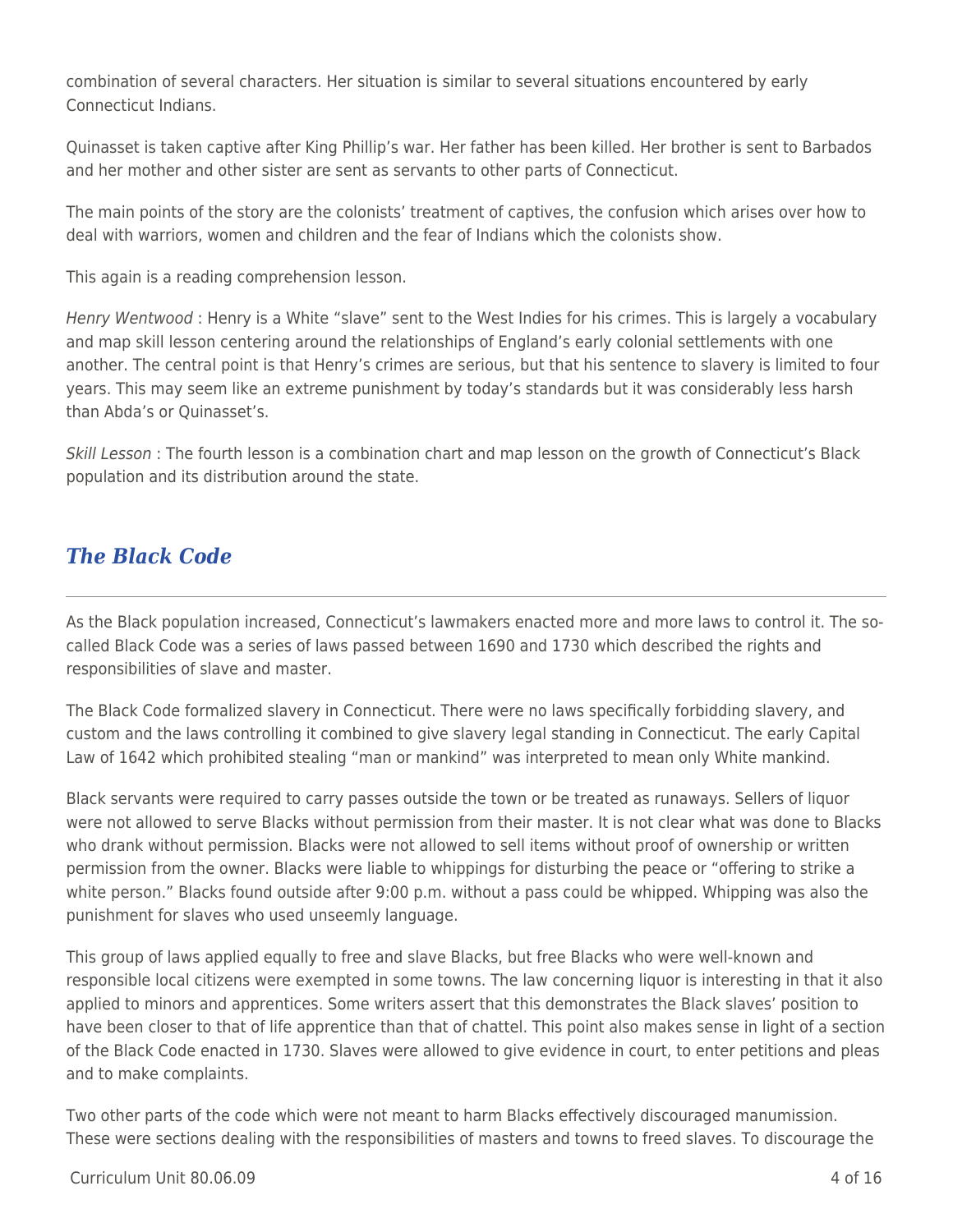combination of several characters. Her situation is similar to several situations encountered by early Connecticut Indians.

Quinasset is taken captive after King Phillip's war. Her father has been killed. Her brother is sent to Barbados and her mother and other sister are sent as servants to other parts of Connecticut.

The main points of the story are the colonists' treatment of captives, the confusion which arises over how to deal with warriors, women and children and the fear of Indians which the colonists show.

This again is a reading comprehension lesson.

*Henry Wentwood* : Henry is a White "slave" sent to the West Indies for his crimes. This is largely a vocabulary and map skill lesson centering around the relationships of England's early colonial settlements with one another. The central point is that Henry's crimes are serious, but that his sentence to slavery is limited to four years. This may seem like an extreme punishment by today's standards but it was considerably less harsh than Abda's or Quinasset's.

*Skill Lesson* : The fourth lesson is a combination chart and map lesson on the growth of Connecticut's Black population and its distribution around the state.

## *The Black Code*

As the Black population increased, Connecticut's lawmakers enacted more and more laws to control it. The so-called Black Code was a series of laws passed between 1690 and 1730 which described the rights and responsibilities of slave and master.

The Black Code formalized slavery in Connecticut. There were no laws specifically forbidding slavery, and custom and the laws controlling it combined to give slavery legal standing in Connecticut. The early Capital Law of 1642 which prohibited stealing "man or mankind" was interpreted to mean only White mankind.

Black servants were required to carry passes outside the town or be treated as runaways. Sellers of liquor were not allowed to serve Blacks without permission from their master. It is not clear what was done to Blacks who drank without permission. Blacks were not allowed to sell items without proof of ownership or written permission from the owner. Blacks were liable to whippings for disturbing the peace or "offering to strike a white person." Blacks found outside after 9:00 p.m. without a pass could be whipped. Whipping was also the punishment for slaves who used unseemly language.

This group of laws applied equally to free and slave Blacks, but free Blacks who were well-known and responsible local citizens were exempted in some towns. The law concerning liquor is interesting in that it also applied to minors and apprentices. Some writers assert that this demonstrates the Black slaves' position to have been closer to that of life apprentice than that of chattel. This point also makes sense in light of a section of the Black Code enacted in 1730. Slaves were allowed to give evidence in court, to enter petitions and pleas and to make complaints.

Two other parts of the code which were not meant to harm Blacks effectively discouraged manumission. These were sections dealing with the responsibilities of masters and towns to freed slaves. To discourage the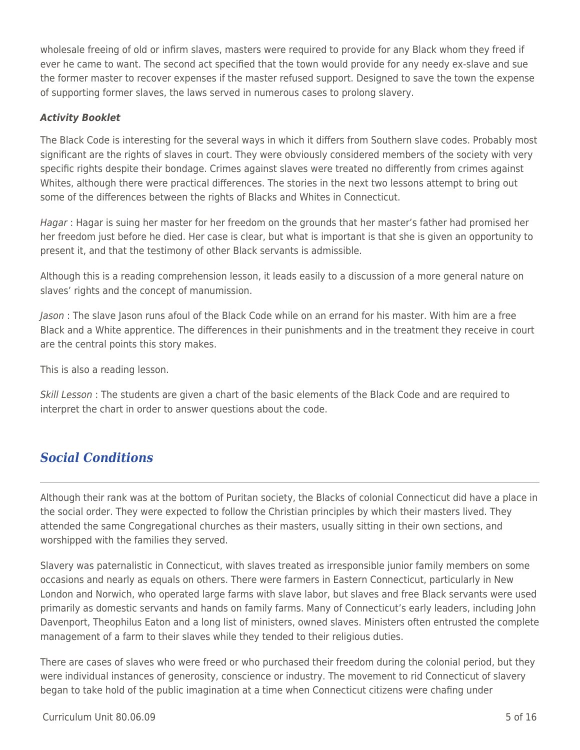wholesale freeing of old or infirm slaves, masters were required to provide for any Black whom they freed if ever he came to want. The second act specified that the town would provide for any needy ex-slave and sue the former master to recover expenses if the master refused support. Designed to save the town the expense of supporting former slaves, the laws served in numerous cases to prolong slavery.

***Activity Booklet***

The Black Code is interesting for the several ways in which it differs from Southern slave codes. Probably most significant are the rights of slaves in court. They were obviously considered members of the society with very specific rights despite their bondage. Crimes against slaves were treated no differently from crimes against Whites, although there were practical differences. The stories in the next two lessons attempt to bring out some of the differences between the rights of Blacks and Whites in Connecticut.

*Hagar* : Hagar is suing her master for her freedom on the grounds that her master's father had promised her her freedom just before he died. Her case is clear, but what is important is that she is given an opportunity to present it, and that the testimony of other Black servants is admissible.

Although this is a reading comprehension lesson, it leads easily to a discussion of a more general nature on slaves' rights and the concept of manumission.

*Jason* : The slave Jason runs afoul of the Black Code while on an errand for his master. With him are a free Black and a White apprentice. The differences in their punishments and in the treatment they receive in court are the central points this story makes.

This is also a reading lesson.

*Skill Lesson* : The students are given a chart of the basic elements of the Black Code and are required to interpret the chart in order to answer questions about the code.

## *Social Conditions*

Although their rank was at the bottom of Puritan society, the Blacks of colonial Connecticut did have a place in the social order. They were expected to follow the Christian principles by which their masters lived. They attended the same Congregational churches as their masters, usually sitting in their own sections, and worshipped with the families they served.

Slavery was paternalistic in Connecticut, with slaves treated as irresponsible junior family members on some occasions and nearly as equals on others. There were farmers in Eastern Connecticut, particularly in New London and Norwich, who operated large farms with slave labor, but slaves and free Black servants were used primarily as domestic servants and hands on family farms. Many of Connecticut's early leaders, including John Davenport, Theophilus Eaton and a long list of ministers, owned slaves. Ministers often entrusted the complete management of a farm to their slaves while they tended to their religious duties.

There are cases of slaves who were freed or who purchased their freedom during the colonial period, but they were individual instances of generosity, conscience or industry. The movement to rid Connecticut of slavery began to take hold of the public imagination at a time when Connecticut citizens were chafing under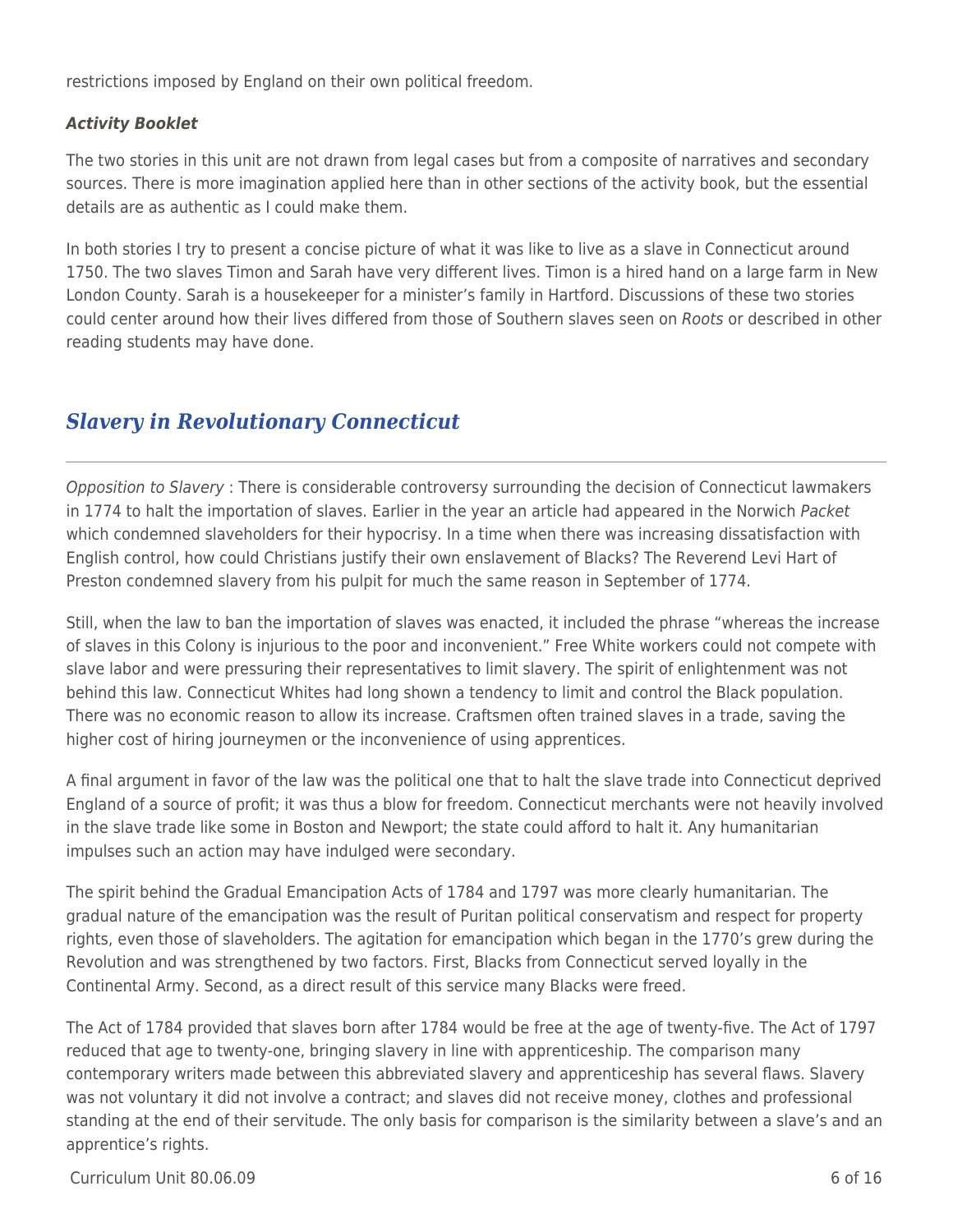restrictions imposed by England on their own political freedom.

***Activity Booklet***

The two stories in this unit are not drawn from legal cases but from a composite of narratives and secondary sources. There is more imagination applied here than in other sections of the activity book, but the essential details are as authentic as I could make them.

In both stories I try to present a concise picture of what it was like to live as a slave in Connecticut around 1750. The two slaves Timon and Sarah have very different lives. Timon is a hired hand on a large farm in New London County. Sarah is a housekeeper for a minister's family in Hartford. Discussions of these two stories could center around how their lives differed from those of Southern slaves seen on *Roots* or described in other reading students may have done.

## *Slavery in Revolutionary Connecticut*

---

*Opposition to Slavery* : There is considerable controversy surrounding the decision of Connecticut lawmakers in 1774 to halt the importation of slaves. Earlier in the year an article had appeared in the Norwich *Packet* which condemned slaveholders for their hypocrisy. In a time when there was increasing dissatisfaction with English control, how could Christians justify their own enslavement of Blacks? The Reverend Levi Hart of Preston condemned slavery from his pulpit for much the same reason in September of 1774.

Still, when the law to ban the importation of slaves was enacted, it included the phrase "whereas the increase of slaves in this Colony is injurious to the poor and inconvenient." Free White workers could not compete with slave labor and were pressuring their representatives to limit slavery. The spirit of enlightenment was not behind this law. Connecticut Whites had long shown a tendency to limit and control the Black population. There was no economic reason to allow its increase. Craftsmen often trained slaves in a trade, saving the higher cost of hiring journeymen or the inconvenience of using apprentices.

A final argument in favor of the law was the political one that to halt the slave trade into Connecticut deprived England of a source of profit; it was thus a blow for freedom. Connecticut merchants were not heavily involved in the slave trade like some in Boston and Newport; the state could afford to halt it. Any humanitarian impulses such an action may have indulged were secondary.

The spirit behind the Gradual Emancipation Acts of 1784 and 1797 was more clearly humanitarian. The gradual nature of the emancipation was the result of Puritan political conservatism and respect for property rights, even those of slaveholders. The agitation for emancipation which began in the 1770's grew during the Revolution and was strengthened by two factors. First, Blacks from Connecticut served loyally in the Continental Army. Second, as a direct result of this service many Blacks were freed.

The Act of 1784 provided that slaves born after 1784 would be free at the age of twenty-five. The Act of 1797 reduced that age to twenty-one, bringing slavery in line with apprenticeship. The comparison many contemporary writers made between this abbreviated slavery and apprenticeship has several flaws. Slavery was not voluntary it did not involve a contract; and slaves did not receive money, clothes and professional standing at the end of their servitude. The only basis for comparison is the similarity between a slave's and an apprentice's rights.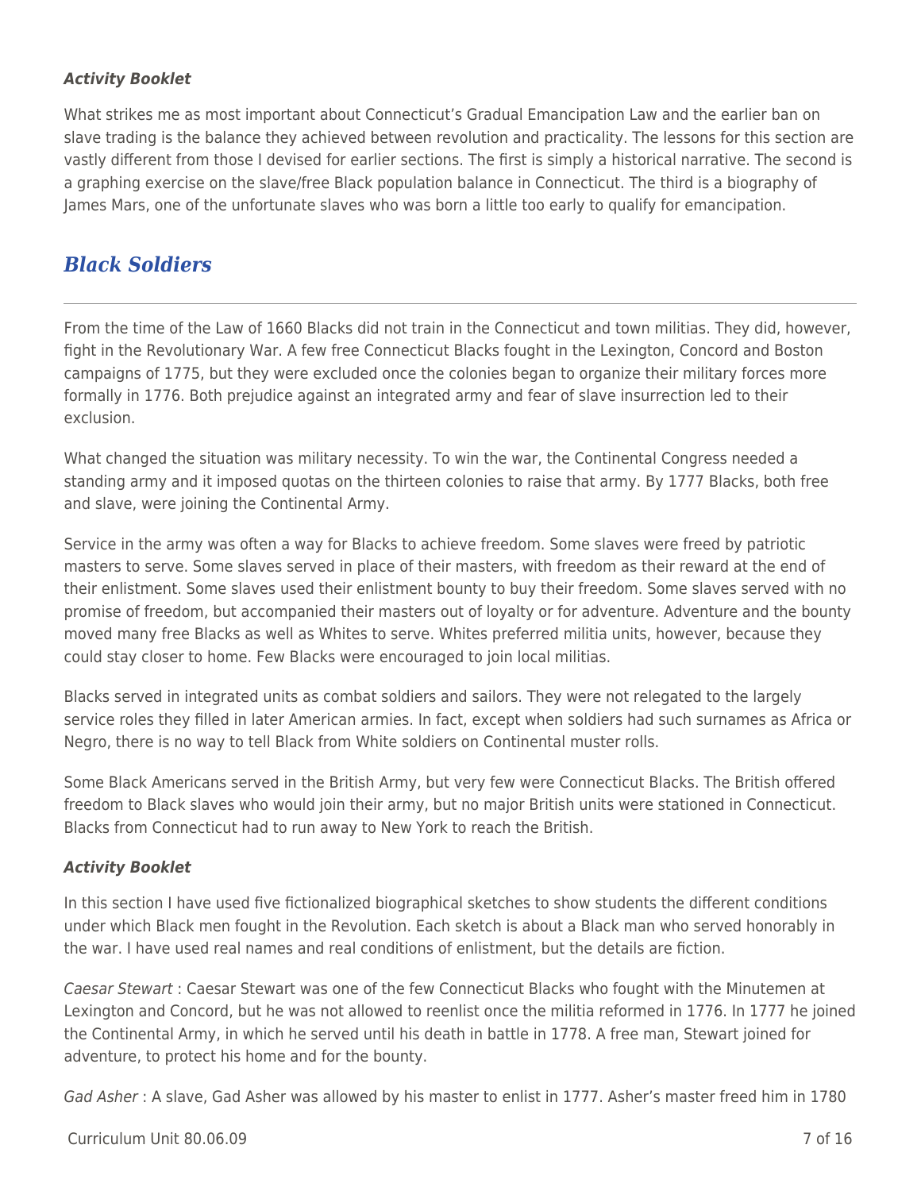### *Activity Booklet*

What strikes me as most important about Connecticut's Gradual Emancipation Law and the earlier ban on slave trading is the balance they achieved between revolution and practicality. The lessons for this section are vastly different from those I devised for earlier sections. The first is simply a historical narrative. The second is a graphing exercise on the slave/free Black population balance in Connecticut. The third is a biography of James Mars, one of the unfortunate slaves who was born a little too early to qualify for emancipation.

## *Black Soldiers*

From the time of the Law of 1660 Blacks did not train in the Connecticut and town militias. They did, however, fight in the Revolutionary War. A few free Connecticut Blacks fought in the Lexington, Concord and Boston campaigns of 1775, but they were excluded once the colonies began to organize their military forces more formally in 1776. Both prejudice against an integrated army and fear of slave insurrection led to their exclusion.

What changed the situation was military necessity. To win the war, the Continental Congress needed a standing army and it imposed quotas on the thirteen colonies to raise that army. By 1777 Blacks, both free and slave, were joining the Continental Army.

Service in the army was often a way for Blacks to achieve freedom. Some slaves were freed by patriotic masters to serve. Some slaves served in place of their masters, with freedom as their reward at the end of their enlistment. Some slaves used their enlistment bounty to buy their freedom. Some slaves served with no promise of freedom, but accompanied their masters out of loyalty or for adventure. Adventure and the bounty moved many free Blacks as well as Whites to serve. Whites preferred militia units, however, because they could stay closer to home. Few Blacks were encouraged to join local militias.

Blacks served in integrated units as combat soldiers and sailors. They were not relegated to the largely service roles they filled in later American armies. In fact, except when soldiers had such surnames as Africa or Negro, there is no way to tell Black from White soldiers on Continental muster rolls.

Some Black Americans served in the British Army, but very few were Connecticut Blacks. The British offered freedom to Black slaves who would join their army, but no major British units were stationed in Connecticut. Blacks from Connecticut had to run away to New York to reach the British.

### *Activity Booklet*

In this section I have used five fictionalized biographical sketches to show students the different conditions under which Black men fought in the Revolution. Each sketch is about a Black man who served honorably in the war. I have used real names and real conditions of enlistment, but the details are fiction.

*Caesar Stewart* : Caesar Stewart was one of the few Connecticut Blacks who fought with the Minutemen at Lexington and Concord, but he was not allowed to reenlist once the militia reformed in 1776. In 1777 he joined the Continental Army, in which he served until his death in battle in 1778. A free man, Stewart joined for adventure, to protect his home and for the bounty.

*Gad Asher* : A slave, Gad Asher was allowed by his master to enlist in 1777. Asher's master freed him in 1780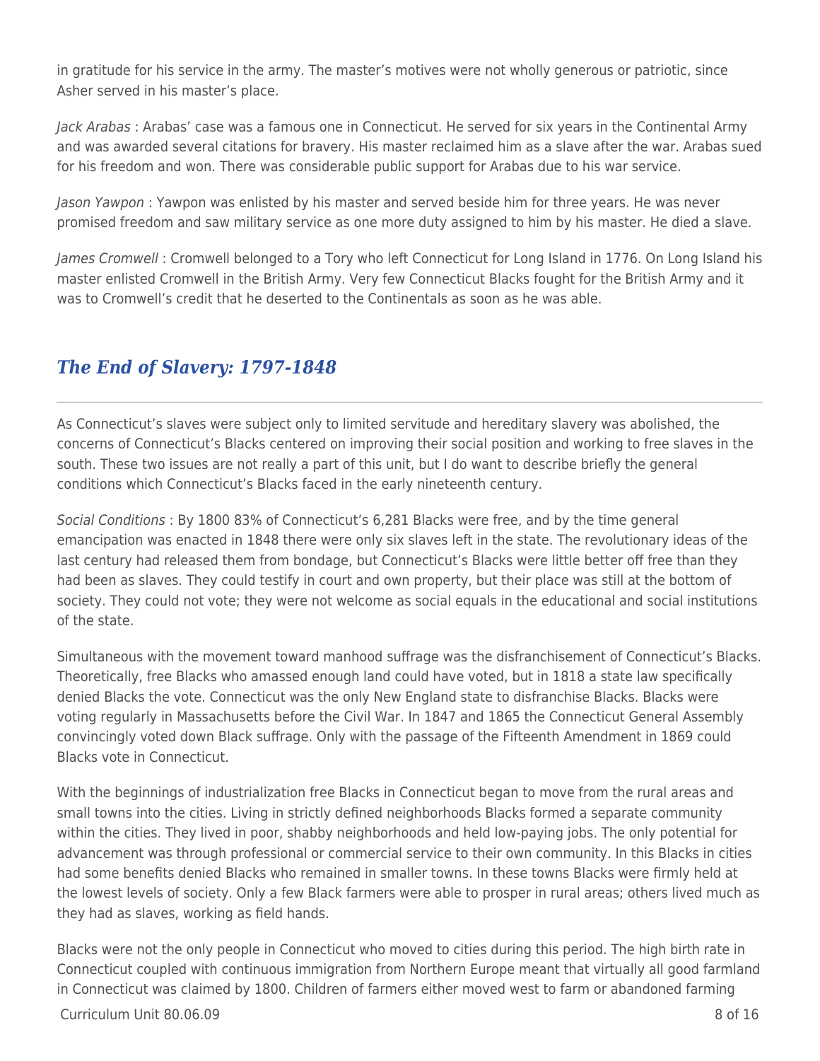in gratitude for his service in the army. The master's motives were not wholly generous or patriotic, since Asher served in his master's place.

*Jack Arabas* : Arabas' case was a famous one in Connecticut. He served for six years in the Continental Army and was awarded several citations for bravery. His master reclaimed him as a slave after the war. Arabas sued for his freedom and won. There was considerable public support for Arabas due to his war service.

*Jason Yawpon* : Yawpon was enlisted by his master and served beside him for three years. He was never promised freedom and saw military service as one more duty assigned to him by his master. He died a slave.

*James Cromwell* : Cromwell belonged to a Tory who left Connecticut for Long Island in 1776. On Long Island his master enlisted Cromwell in the British Army. Very few Connecticut Blacks fought for the British Army and it was to Cromwell's credit that he deserted to the Continentals as soon as he was able.

## *The End of Slavery: 1797-1848*

As Connecticut's slaves were subject only to limited servitude and hereditary slavery was abolished, the concerns of Connecticut's Blacks centered on improving their social position and working to free slaves in the south. These two issues are not really a part of this unit, but I do want to describe briefly the general conditions which Connecticut's Blacks faced in the early nineteenth century.

*Social Conditions* : By 1800 83% of Connecticut's 6,281 Blacks were free, and by the time general emancipation was enacted in 1848 there were only six slaves left in the state. The revolutionary ideas of the last century had released them from bondage, but Connecticut's Blacks were little better off free than they had been as slaves. They could testify in court and own property, but their place was still at the bottom of society. They could not vote; they were not welcome as social equals in the educational and social institutions of the state.

Simultaneous with the movement toward manhood suffrage was the disfranchisement of Connecticut's Blacks. Theoretically, free Blacks who amassed enough land could have voted, but in 1818 a state law specifically denied Blacks the vote. Connecticut was the only New England state to disfranchise Blacks. Blacks were voting regularly in Massachusetts before the Civil War. In 1847 and 1865 the Connecticut General Assembly convincingly voted down Black suffrage. Only with the passage of the Fifteenth Amendment in 1869 could Blacks vote in Connecticut.

With the beginnings of industrialization free Blacks in Connecticut began to move from the rural areas and small towns into the cities. Living in strictly defined neighborhoods Blacks formed a separate community within the cities. They lived in poor, shabby neighborhoods and held low-paying jobs. The only potential for advancement was through professional or commercial service to their own community. In this Blacks in cities had some benefits denied Blacks who remained in smaller towns. In these towns Blacks were firmly held at the lowest levels of society. Only a few Black farmers were able to prosper in rural areas; others lived much as they had as slaves, working as field hands.

Blacks were not the only people in Connecticut who moved to cities during this period. The high birth rate in Connecticut coupled with continuous immigration from Northern Europe meant that virtually all good farmland in Connecticut was claimed by 1800. Children of farmers either moved west to farm or abandoned farming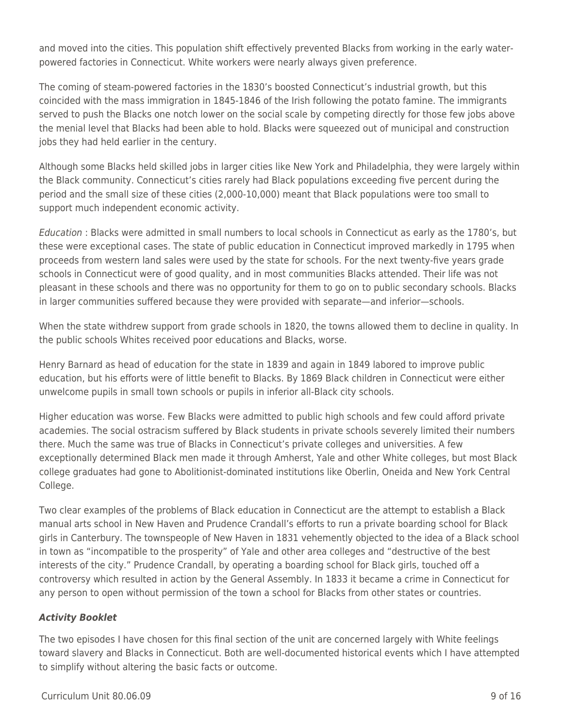and moved into the cities. This population shift effectively prevented Blacks from working in the early water-powered factories in Connecticut. White workers were nearly always given preference.

The coming of steam-powered factories in the 1830's boosted Connecticut's industrial growth, but this coincided with the mass immigration in 1845-1846 of the Irish following the potato famine. The immigrants served to push the Blacks one notch lower on the social scale by competing directly for those few jobs above the menial level that Blacks had been able to hold. Blacks were squeezed out of municipal and construction jobs they had held earlier in the century.

Although some Blacks held skilled jobs in larger cities like New York and Philadelphia, they were largely within the Black community. Connecticut's cities rarely had Black populations exceeding five percent during the period and the small size of these cities (2,000-10,000) meant that Black populations were too small to support much independent economic activity.

*Education* : Blacks were admitted in small numbers to local schools in Connecticut as early as the 1780's, but these were exceptional cases. The state of public education in Connecticut improved markedly in 1795 when proceeds from western land sales were used by the state for schools. For the next twenty-five years grade schools in Connecticut were of good quality, and in most communities Blacks attended. Their life was not pleasant in these schools and there was no opportunity for them to go on to public secondary schools. Blacks in larger communities suffered because they were provided with separate—and inferior—schools.

When the state withdrew support from grade schools in 1820, the towns allowed them to decline in quality. In the public schools Whites received poor educations and Blacks, worse.

Henry Barnard as head of education for the state in 1839 and again in 1849 labored to improve public education, but his efforts were of little benefit to Blacks. By 1869 Black children in Connecticut were either unwelcome pupils in small town schools or pupils in inferior all-Black city schools.

Higher education was worse. Few Blacks were admitted to public high schools and few could afford private academies. The social ostracism suffered by Black students in private schools severely limited their numbers there. Much the same was true of Blacks in Connecticut's private colleges and universities. A few exceptionally determined Black men made it through Amherst, Yale and other White colleges, but most Black college graduates had gone to Abolitionist-dominated institutions like Oberlin, Oneida and New York Central College.

Two clear examples of the problems of Black education in Connecticut are the attempt to establish a Black manual arts school in New Haven and Prudence Crandall's efforts to run a private boarding school for Black girls in Canterbury. The townspeople of New Haven in 1831 vehemently objected to the idea of a Black school in town as "incompatible to the prosperity" of Yale and other area colleges and "destructive of the best interests of the city." Prudence Crandall, by operating a boarding school for Black girls, touched off a controversy which resulted in action by the General Assembly. In 1833 it became a crime in Connecticut for any person to open without permission of the town a school for Blacks from other states or countries.

***Activity Booklet***

The two episodes I have chosen for this final section of the unit are concerned largely with White feelings toward slavery and Blacks in Connecticut. Both are well-documented historical events which I have attempted to simplify without altering the basic facts or outcome.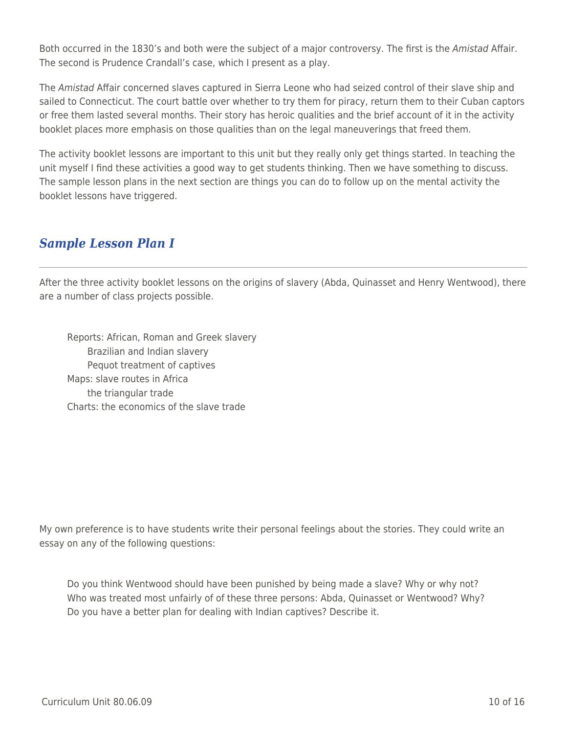Both occurred in the 1830's and both were the subject of a major controversy. The first is the *Amistad* Affair. The second is Prudence Crandall's case, which I present as a play.

The *Amistad* Affair concerned slaves captured in Sierra Leone who had seized control of their slave ship and sailed to Connecticut. The court battle over whether to try them for piracy, return them to their Cuban captors or free them lasted several months. Their story has heroic qualities and the brief account of it in the activity booklet places more emphasis on those qualities than on the legal maneuverings that freed them.

The activity booklet lessons are important to this unit but they really only get things started. In teaching the unit myself I find these activities a good way to get students thinking. Then we have something to discuss. The sample lesson plans in the next section are things you can do to follow up on the mental activity the booklet lessons have triggered.

## *Sample Lesson Plan I*

After the three activity booklet lessons on the origins of slavery (Abda, Quinasset and Henry Wentwood), there are a number of class projects possible.

> Reports: African, Roman and Greek slavery
> &nbsp;&nbsp;&nbsp;&nbsp;Brazilian and Indian slavery
> &nbsp;&nbsp;&nbsp;&nbsp;Pequot treatment of captives
> Maps: slave routes in Africa
> &nbsp;&nbsp;&nbsp;&nbsp;the triangular trade
> Charts: the economics of the slave trade

My own preference is to have students write their personal feelings about the stories. They could write an essay on any of the following questions:

> Do you think Wentwood should have been punished by being made a slave? Why or why not?
> Who was treated most unfairly of of these three persons: Abda, Quinasset or Wentwood? Why?
> Do you have a better plan for dealing with Indian captives? Describe it.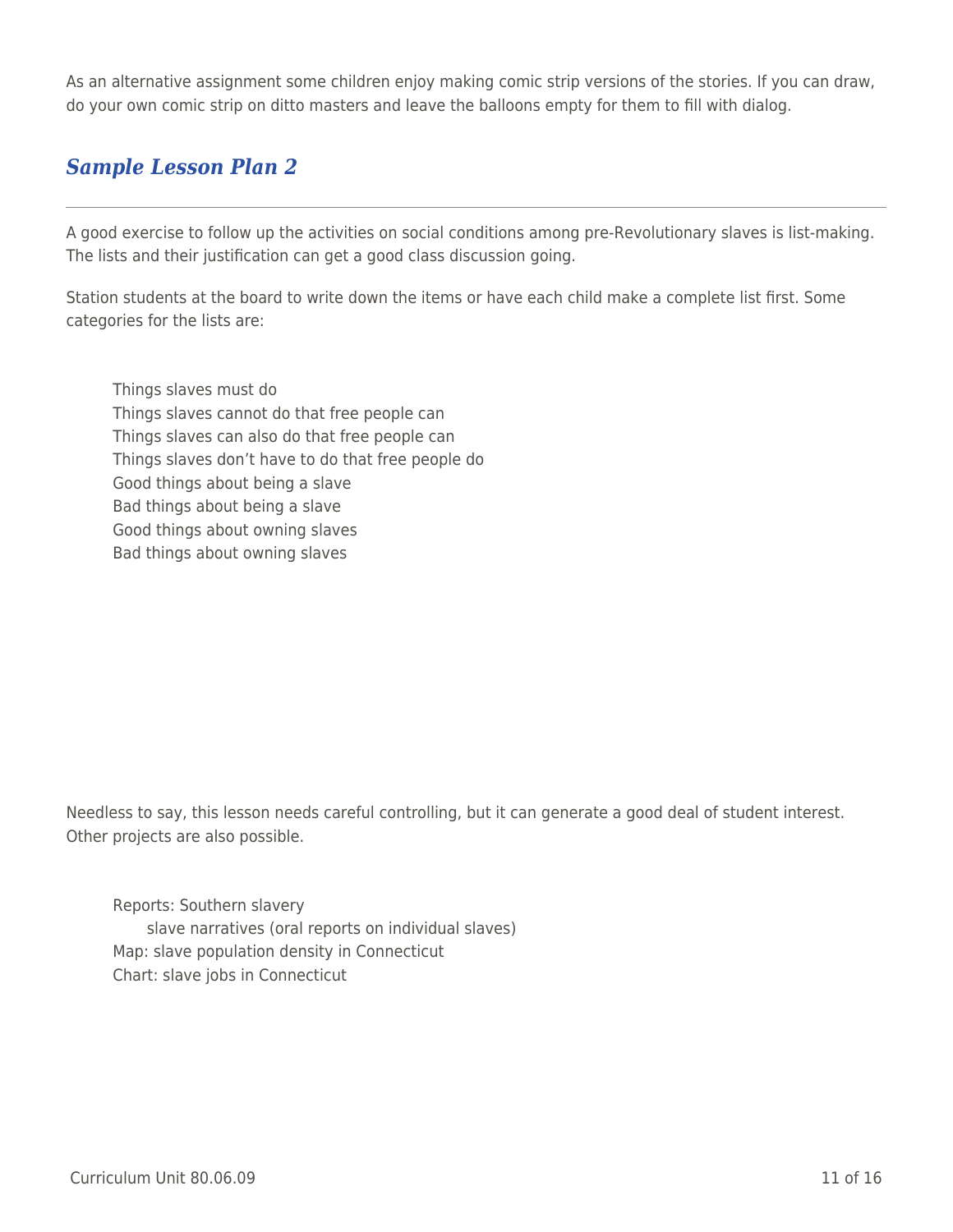As an alternative assignment some children enjoy making comic strip versions of the stories. If you can draw, do your own comic strip on ditto masters and leave the balloons empty for them to fill with dialog.

## *Sample Lesson Plan 2*

---

A good exercise to follow up the activities on social conditions among pre-Revolutionary slaves is list-making. The lists and their justification can get a good class discussion going.

Station students at the board to write down the items or have each child make a complete list first. Some categories for the lists are:

> Things slaves must do  
> Things slaves cannot do that free people can  
> Things slaves can also do that free people can  
> Things slaves don't have to do that free people do  
> Good things about being a slave  
> Bad things about being a slave  
> Good things about owning slaves  
> Bad things about owning slaves

Needless to say, this lesson needs careful controlling, but it can generate a good deal of student interest. Other projects are also possible.

> Reports: Southern slavery  
> &nbsp;&nbsp;&nbsp;&nbsp;slave narratives (oral reports on individual slaves)  
> Map: slave population density in Connecticut  
> Chart: slave jobs in Connecticut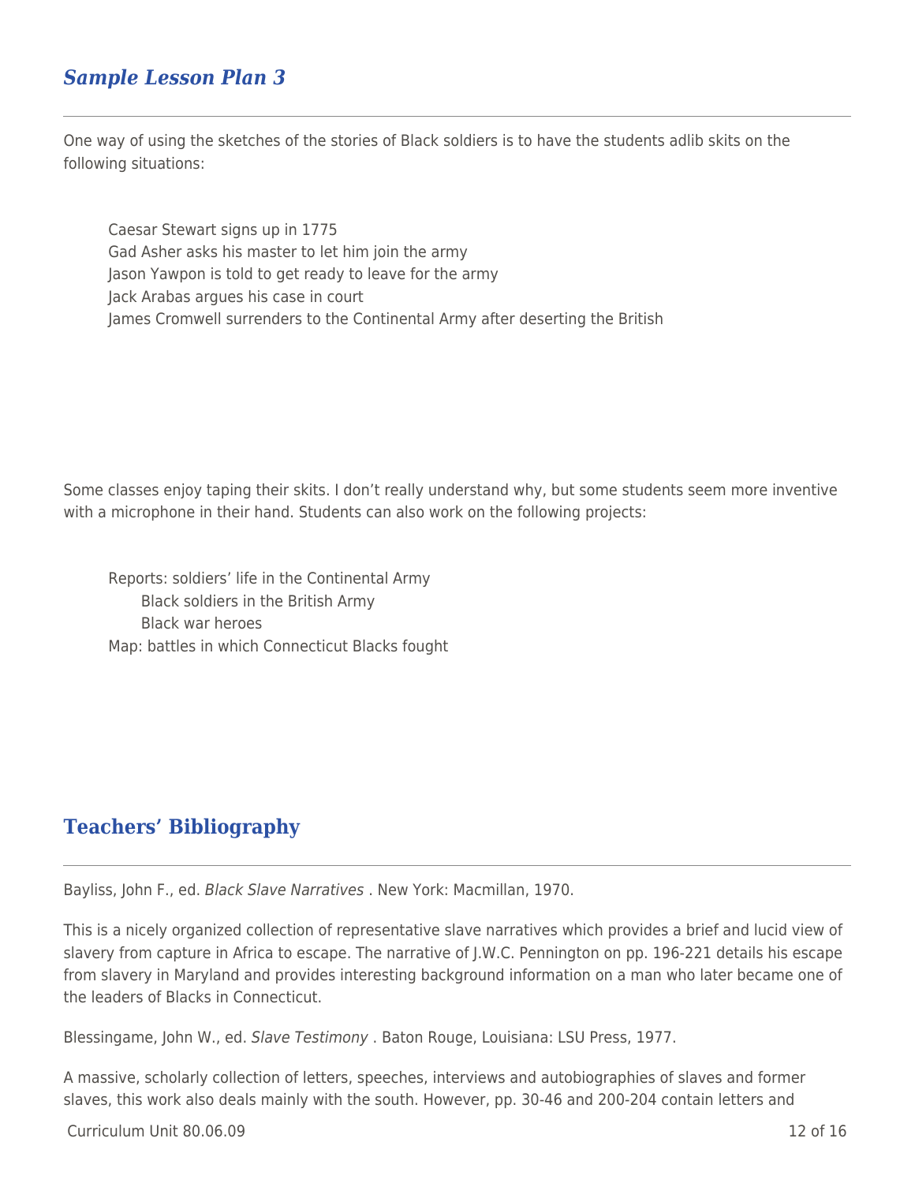## *Sample Lesson Plan 3*

One way of using the sketches of the stories of Black soldiers is to have the students adlib skits on the following situations:

Caesar Stewart signs up in 1775
Gad Asher asks his master to let him join the army
Jason Yawpon is told to get ready to leave for the army
Jack Arabas argues his case in court
James Cromwell surrenders to the Continental Army after deserting the British

Some classes enjoy taping their skits. I don't really understand why, but some students seem more inventive with a microphone in their hand. Students can also work on the following projects:

Reports: soldiers' life in the Continental Army
Black soldiers in the British Army
Black war heroes
Map: battles in which Connecticut Blacks fought

## Teachers' Bibliography

Bayliss, John F., ed. *Black Slave Narratives* . New York: Macmillan, 1970.

This is a nicely organized collection of representative slave narratives which provides a brief and lucid view of slavery from capture in Africa to escape. The narrative of J.W.C. Pennington on pp. 196-221 details his escape from slavery in Maryland and provides interesting background information on a man who later became one of the leaders of Blacks in Connecticut.

Blessingame, John W., ed. *Slave Testimony* . Baton Rouge, Louisiana: LSU Press, 1977.

A massive, scholarly collection of letters, speeches, interviews and autobiographies of slaves and former slaves, this work also deals mainly with the south. However, pp. 30-46 and 200-204 contain letters and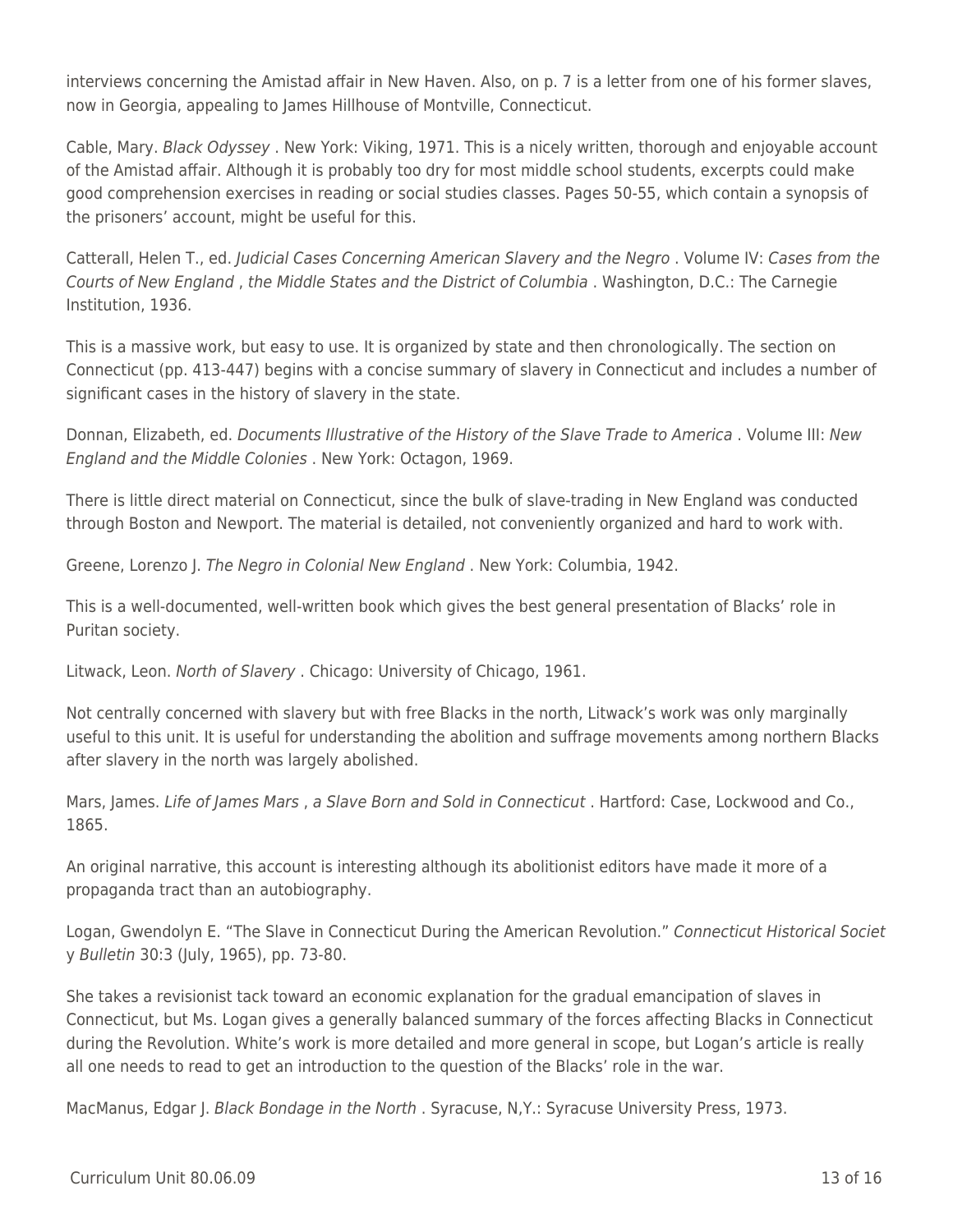interviews concerning the Amistad affair in New Haven. Also, on p. 7 is a letter from one of his former slaves, now in Georgia, appealing to James Hillhouse of Montville, Connecticut.

Cable, Mary. *Black Odyssey* . New York: Viking, 1971. This is a nicely written, thorough and enjoyable account of the Amistad affair. Although it is probably too dry for most middle school students, excerpts could make good comprehension exercises in reading or social studies classes. Pages 50-55, which contain a synopsis of the prisoners' account, might be useful for this.

Catterall, Helen T., ed. *Judicial Cases Concerning American Slavery and the Negro* . Volume IV: *Cases from the Courts of New England* , *the Middle States and the District of Columbia* . Washington, D.C.: The Carnegie Institution, 1936.

This is a massive work, but easy to use. It is organized by state and then chronologically. The section on Connecticut (pp. 413-447) begins with a concise summary of slavery in Connecticut and includes a number of significant cases in the history of slavery in the state.

Donnan, Elizabeth, ed. *Documents Illustrative of the History of the Slave Trade to America* . Volume III: *New England and the Middle Colonies* . New York: Octagon, 1969.

There is little direct material on Connecticut, since the bulk of slave-trading in New England was conducted through Boston and Newport. The material is detailed, not conveniently organized and hard to work with.

Greene, Lorenzo J. *The Negro in Colonial New England* . New York: Columbia, 1942.

This is a well-documented, well-written book which gives the best general presentation of Blacks' role in Puritan society.

Litwack, Leon. *North of Slavery* . Chicago: University of Chicago, 1961.

Not centrally concerned with slavery but with free Blacks in the north, Litwack's work was only marginally useful to this unit. It is useful for understanding the abolition and suffrage movements among northern Blacks after slavery in the north was largely abolished.

Mars, James. *Life of James Mars* , *a Slave Born and Sold in Connecticut* . Hartford: Case, Lockwood and Co., 1865.

An original narrative, this account is interesting although its abolitionist editors have made it more of a propaganda tract than an autobiography.

Logan, Gwendolyn E. "The Slave in Connecticut During the American Revolution." *Connecticut Historical Society Bulletin* 30:3 (July, 1965), pp. 73-80.

She takes a revisionist tack toward an economic explanation for the gradual emancipation of slaves in Connecticut, but Ms. Logan gives a generally balanced summary of the forces affecting Blacks in Connecticut during the Revolution. White's work is more detailed and more general in scope, but Logan's article is really all one needs to read to get an introduction to the question of the Blacks' role in the war.

MacManus, Edgar J. *Black Bondage in the North* . Syracuse, N,Y.: Syracuse University Press, 1973.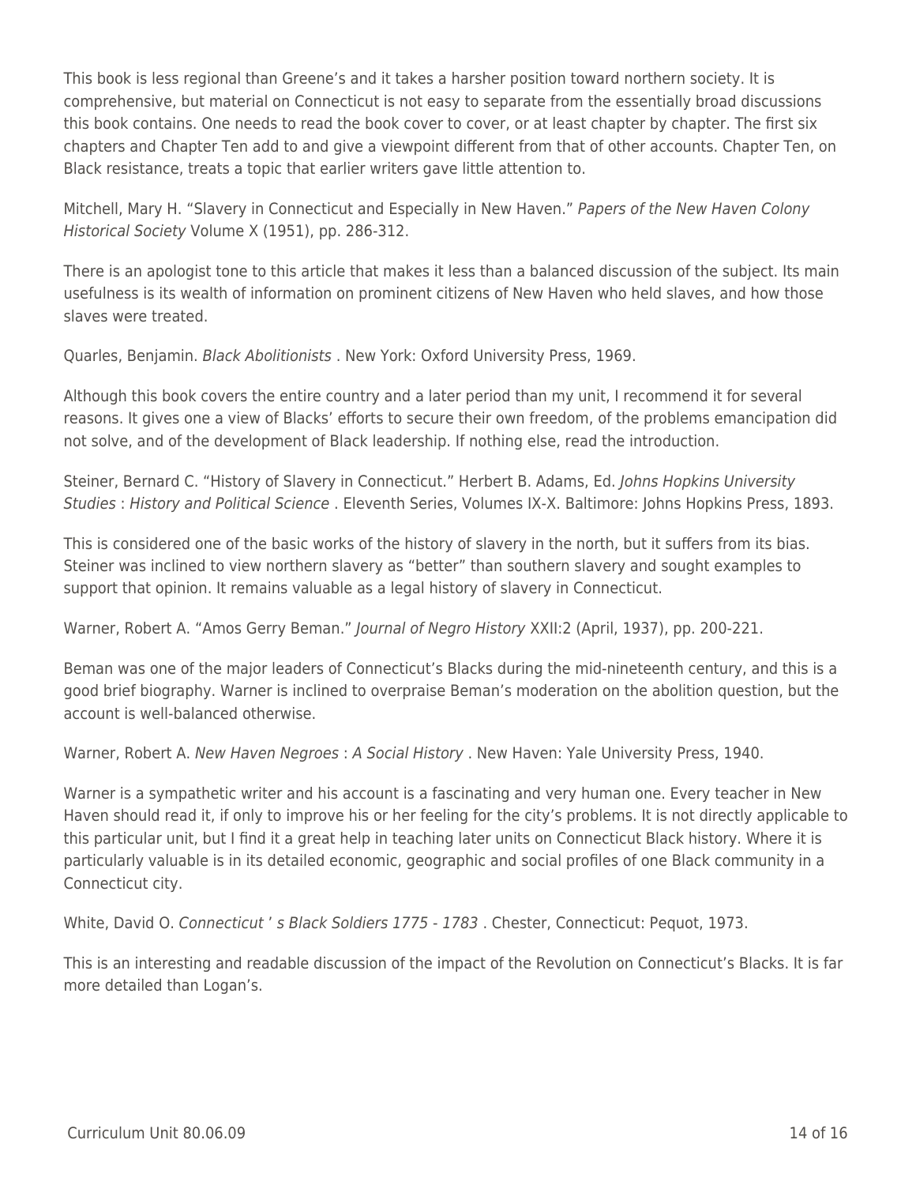This book is less regional than Greene's and it takes a harsher position toward northern society. It is comprehensive, but material on Connecticut is not easy to separate from the essentially broad discussions this book contains. One needs to read the book cover to cover, or at least chapter by chapter. The first six chapters and Chapter Ten add to and give a viewpoint different from that of other accounts. Chapter Ten, on Black resistance, treats a topic that earlier writers gave little attention to.

Mitchell, Mary H. "Slavery in Connecticut and Especially in New Haven." *Papers of the New Haven Colony Historical Society* Volume X (1951), pp. 286-312.

There is an apologist tone to this article that makes it less than a balanced discussion of the subject. Its main usefulness is its wealth of information on prominent citizens of New Haven who held slaves, and how those slaves were treated.

Quarles, Benjamin. *Black Abolitionists* . New York: Oxford University Press, 1969.

Although this book covers the entire country and a later period than my unit, I recommend it for several reasons. It gives one a view of Blacks' efforts to secure their own freedom, of the problems emancipation did not solve, and of the development of Black leadership. If nothing else, read the introduction.

Steiner, Bernard C. "History of Slavery in Connecticut." Herbert B. Adams, Ed. *Johns Hopkins University Studies* : *History and Political Science* . Eleventh Series, Volumes IX-X. Baltimore: Johns Hopkins Press, 1893.

This is considered one of the basic works of the history of slavery in the north, but it suffers from its bias. Steiner was inclined to view northern slavery as "better" than southern slavery and sought examples to support that opinion. It remains valuable as a legal history of slavery in Connecticut.

Warner, Robert A. "Amos Gerry Beman." *Journal of Negro History* XXII:2 (April, 1937), pp. 200-221.

Beman was one of the major leaders of Connecticut's Blacks during the mid-nineteenth century, and this is a good brief biography. Warner is inclined to overpraise Beman's moderation on the abolition question, but the account is well-balanced otherwise.

Warner, Robert A. *New Haven Negroes* : *A Social History* . New Haven: Yale University Press, 1940.

Warner is a sympathetic writer and his account is a fascinating and very human one. Every teacher in New Haven should read it, if only to improve his or her feeling for the city's problems. It is not directly applicable to this particular unit, but I find it a great help in teaching later units on Connecticut Black history. Where it is particularly valuable is in its detailed economic, geographic and social profiles of one Black community in a Connecticut city.

White, David O. *Connecticut ' s Black Soldiers 1775 - 1783* . Chester, Connecticut: Pequot, 1973.

This is an interesting and readable discussion of the impact of the Revolution on Connecticut's Blacks. It is far more detailed than Logan's.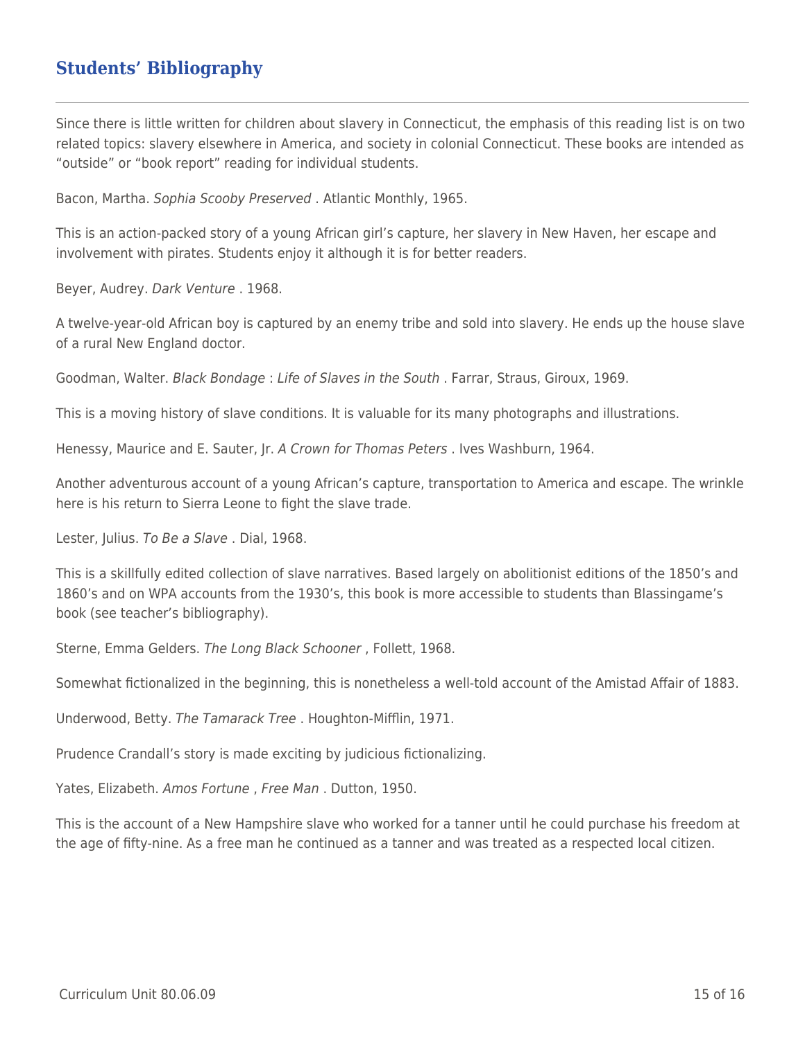## Students' Bibliography

Since there is little written for children about slavery in Connecticut, the emphasis of this reading list is on two related topics: slavery elsewhere in America, and society in colonial Connecticut. These books are intended as "outside" or "book report" reading for individual students.

Bacon, Martha. *Sophia Scooby Preserved* . Atlantic Monthly, 1965.

This is an action-packed story of a young African girl's capture, her slavery in New Haven, her escape and involvement with pirates. Students enjoy it although it is for better readers.

Beyer, Audrey. *Dark Venture* . 1968.

A twelve-year-old African boy is captured by an enemy tribe and sold into slavery. He ends up the house slave of a rural New England doctor.

Goodman, Walter. *Black Bondage* : *Life of Slaves in the South* . Farrar, Straus, Giroux, 1969.

This is a moving history of slave conditions. It is valuable for its many photographs and illustrations.

Henessy, Maurice and E. Sauter, Jr. *A Crown for Thomas Peters* . Ives Washburn, 1964.

Another adventurous account of a young African's capture, transportation to America and escape. The wrinkle here is his return to Sierra Leone to fight the slave trade.

Lester, Julius. *To Be a Slave* . Dial, 1968.

This is a skillfully edited collection of slave narratives. Based largely on abolitionist editions of the 1850's and 1860's and on WPA accounts from the 1930's, this book is more accessible to students than Blassingame's book (see teacher's bibliography).

Sterne, Emma Gelders. *The Long Black Schooner* , Follett, 1968.

Somewhat fictionalized in the beginning, this is nonetheless a well-told account of the Amistad Affair of 1883.

Underwood, Betty. *The Tamarack Tree* . Houghton-Mifflin, 1971.

Prudence Crandall's story is made exciting by judicious fictionalizing.

Yates, Elizabeth. *Amos Fortune* , *Free Man* . Dutton, 1950.

This is the account of a New Hampshire slave who worked for a tanner until he could purchase his freedom at the age of fifty-nine. As a free man he continued as a tanner and was treated as a respected local citizen.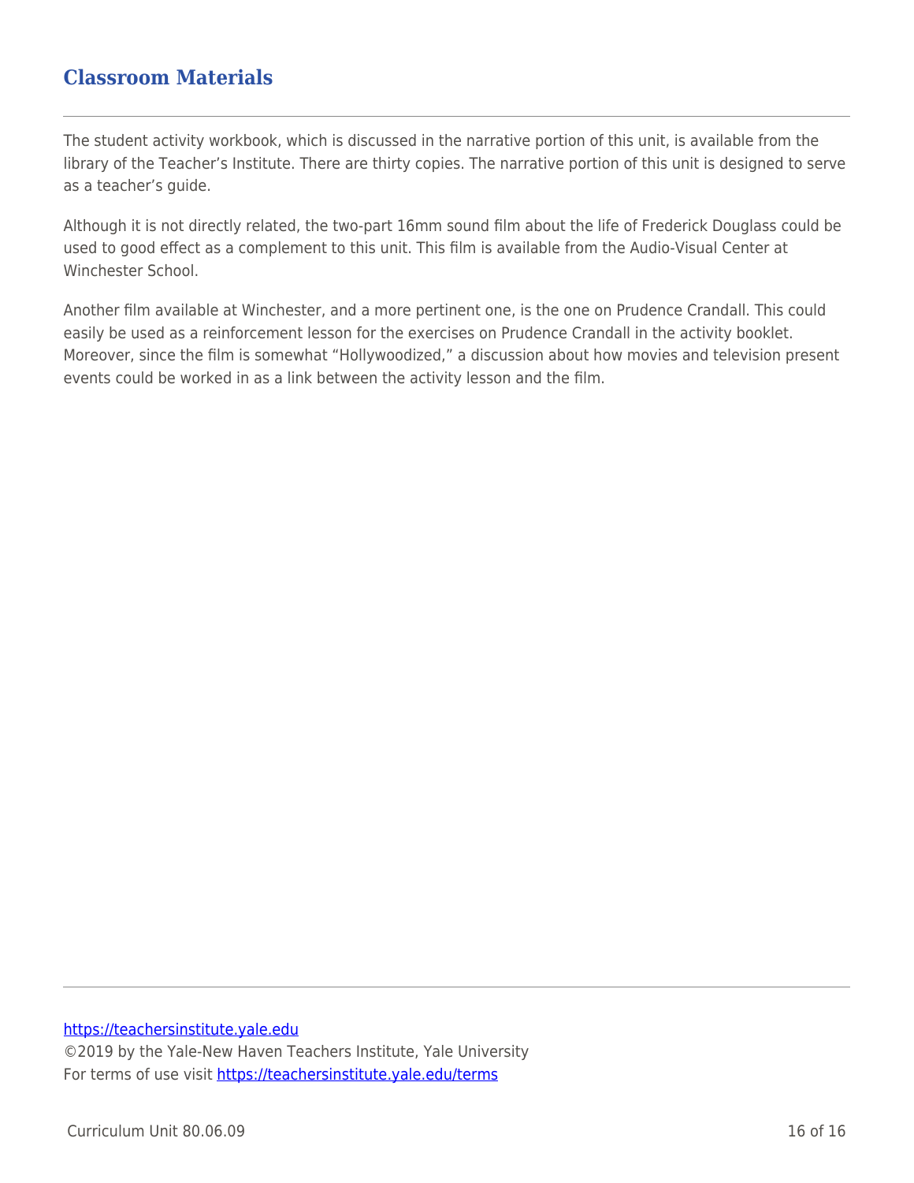## Classroom Materials

The student activity workbook, which is discussed in the narrative portion of this unit, is available from the library of the Teacher's Institute. There are thirty copies. The narrative portion of this unit is designed to serve as a teacher's guide.

Although it is not directly related, the two-part 16mm sound film about the life of Frederick Douglass could be used to good effect as a complement to this unit. This film is available from the Audio-Visual Center at Winchester School.

Another film available at Winchester, and a more pertinent one, is the one on Prudence Crandall. This could easily be used as a reinforcement lesson for the exercises on Prudence Crandall in the activity booklet. Moreover, since the film is somewhat "Hollywoodized," a discussion about how movies and television present events could be worked in as a link between the activity lesson and the film.

https://teachersinstitute.yale.edu
©2019 by the Yale-New Haven Teachers Institute, Yale University
For terms of use visit https://teachersinstitute.yale.edu/terms